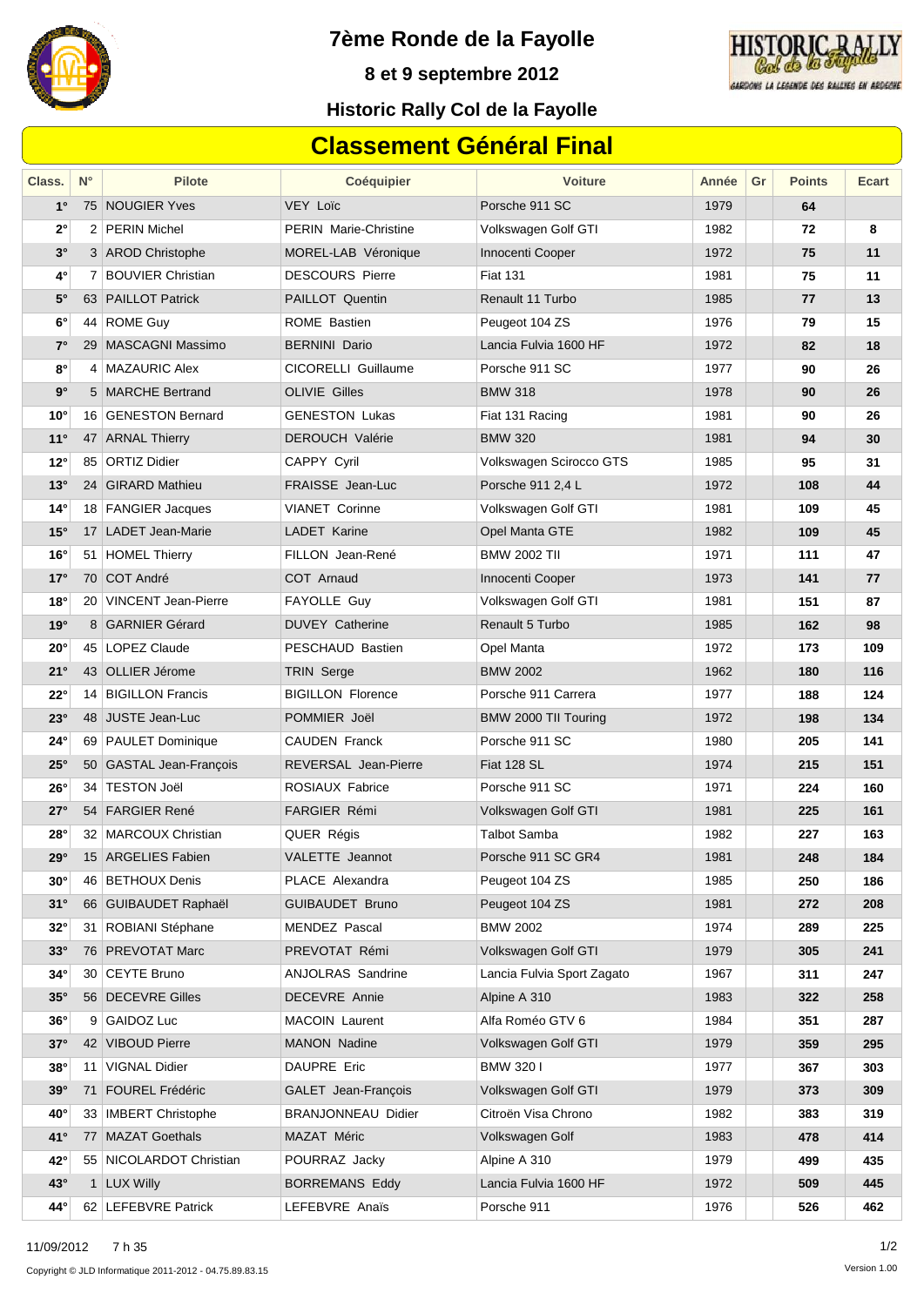# 7ème Ronde de la Fayolle

**8 et 9 septembre 2012**

**Historic Rally Col de la Fayolle**

## Classement Général Final

| Class. | N° | Pilote | Coéquipier | Voiture | Année | Gr | Points | Ecart |
|---|---|---|---|---|---|---|---|---|
| 1° | 75 | NOUGIER Yves | VEY Loïc | Porsche 911 SC | 1979 | | 64 | |
| 2° | 2 | PERIN Michel | PERIN Marie-Christine | Volkswagen Golf GTI | 1982 | | 72 | 8 |
| 3° | 3 | AROD Christophe | MOREL-LAB Véronique | Innocenti Cooper | 1972 | | 75 | 11 |
| 4° | 7 | BOUVIER Christian | DESCOURS Pierre | Fiat 131 | 1981 | | 75 | 11 |
| 5° | 63 | PAILLOT Patrick | PAILLOT Quentin | Renault 11 Turbo | 1985 | | 77 | 13 |
| 6° | 44 | ROME Guy | ROME Bastien | Peugeot 104 ZS | 1976 | | 79 | 15 |
| 7° | 29 | MASCAGNI Massimo | BERNINI Dario | Lancia Fulvia 1600 HF | 1972 | | 82 | 18 |
| 8° | 4 | MAZAURIC Alex | CICORELLI Guillaume | Porsche 911 SC | 1977 | | 90 | 26 |
| 9° | 5 | MARCHE Bertrand | OLIVIE Gilles | BMW 318 | 1978 | | 90 | 26 |
| 10° | 16 | GENESTON Bernard | GENESTON Lukas | Fiat 131 Racing | 1981 | | 90 | 26 |
| 11° | 47 | ARNAL Thierry | DEROUCH Valérie | BMW 320 | 1981 | | 94 | 30 |
| 12° | 85 | ORTIZ Didier | CAPPY Cyril | Volkswagen Scirocco GTS | 1985 | | 95 | 31 |
| 13° | 24 | GIRARD Mathieu | FRAISSE Jean-Luc | Porsche 911 2,4 L | 1972 | | 108 | 44 |
| 14° | 18 | FANGIER Jacques | VIANET Corinne | Volkswagen Golf GTI | 1981 | | 109 | 45 |
| 15° | 17 | LADET Jean-Marie | LADET Karine | Opel Manta GTE | 1982 | | 109 | 45 |
| 16° | 51 | HOMEL Thierry | FILLON Jean-René | BMW 2002 TII | 1971 | | 111 | 47 |
| 17° | 70 | COT André | COT Arnaud | Innocenti Cooper | 1973 | | 141 | 77 |
| 18° | 20 | VINCENT Jean-Pierre | FAYOLLE Guy | Volkswagen Golf GTI | 1981 | | 151 | 87 |
| 19° | 8 | GARNIER Gérard | DUVEY Catherine | Renault 5 Turbo | 1985 | | 162 | 98 |
| 20° | 45 | LOPEZ Claude | PESCHAUD Bastien | Opel Manta | 1972 | | 173 | 109 |
| 21° | 43 | OLLIER Jérome | TRIN Serge | BMW 2002 | 1962 | | 180 | 116 |
| 22° | 14 | BIGILLON Francis | BIGILLON Florence | Porsche 911 Carrera | 1977 | | 188 | 124 |
| 23° | 48 | JUSTE Jean-Luc | POMMIER Joël | BMW 2000 TII Touring | 1972 | | 198 | 134 |
| 24° | 69 | PAULET Dominique | CAUDEN Franck | Porsche 911 SC | 1980 | | 205 | 141 |
| 25° | 50 | GASTAL Jean-François | REVERSAL Jean-Pierre | Fiat 128 SL | 1974 | | 215 | 151 |
| 26° | 34 | TESTON Joël | ROSIAUX Fabrice | Porsche 911 SC | 1971 | | 224 | 160 |
| 27° | 54 | FARGIER René | FARGIER Rémi | Volkswagen Golf GTI | 1981 | | 225 | 161 |
| 28° | 32 | MARCOUX Christian | QUER Régis | Talbot Samba | 1982 | | 227 | 163 |
| 29° | 15 | ARGELIES Fabien | VALETTE Jeannot | Porsche 911 SC GR4 | 1981 | | 248 | 184 |
| 30° | 46 | BETHOUX Denis | PLACE Alexandra | Peugeot 104 ZS | 1985 | | 250 | 186 |
| 31° | 66 | GUIBAUDET Raphaël | GUIBAUDET Bruno | Peugeot 104 ZS | 1981 | | 272 | 208 |
| 32° | 31 | ROBIANI Stéphane | MENDEZ Pascal | BMW 2002 | 1974 | | 289 | 225 |
| 33° | 76 | PREVOTAT Marc | PREVOTAT Rémi | Volkswagen Golf GTI | 1979 | | 305 | 241 |
| 34° | 30 | CEYTE Bruno | ANJOLRAS Sandrine | Lancia Fulvia Sport Zagato | 1967 | | 311 | 247 |
| 35° | 56 | DECEVRE Gilles | DECEVRE Annie | Alpine A 310 | 1983 | | 322 | 258 |
| 36° | 9 | GAIDOZ Luc | MACOIN Laurent | Alfa Roméo GTV 6 | 1984 | | 351 | 287 |
| 37° | 42 | VIBOUD Pierre | MANON Nadine | Volkswagen Golf GTI | 1979 | | 359 | 295 |
| 38° | 11 | VIGNAL Didier | DAUPRE Eric | BMW 320 I | 1977 | | 367 | 303 |
| 39° | 71 | FOUREL Frédéric | GALET Jean-François | Volkswagen Golf GTI | 1979 | | 373 | 309 |
| 40° | 33 | IMBERT Christophe | BRANJONNEAU Didier | Citroën Visa Chrono | 1982 | | 383 | 319 |
| 41° | 77 | MAZAT Goethals | MAZAT Méric | Volkswagen Golf | 1983 | | 478 | 414 |
| 42° | 55 | NICOLARDOT Christian | POURRAZ Jacky | Alpine A 310 | 1979 | | 499 | 435 |
| 43° | 1 | LUX Willy | BORREMANS Eddy | Lancia Fulvia 1600 HF | 1972 | | 509 | 445 |
| 44° | 62 | LEFEBVRE Patrick | LEFEBVRE Anaïs | Porsche 911 | 1976 | | 526 | 462 |

11/09/2012 7 h 35

Copyright © JLD Informatique 2011-2012 - 04.75.89.83.15

Version 1.00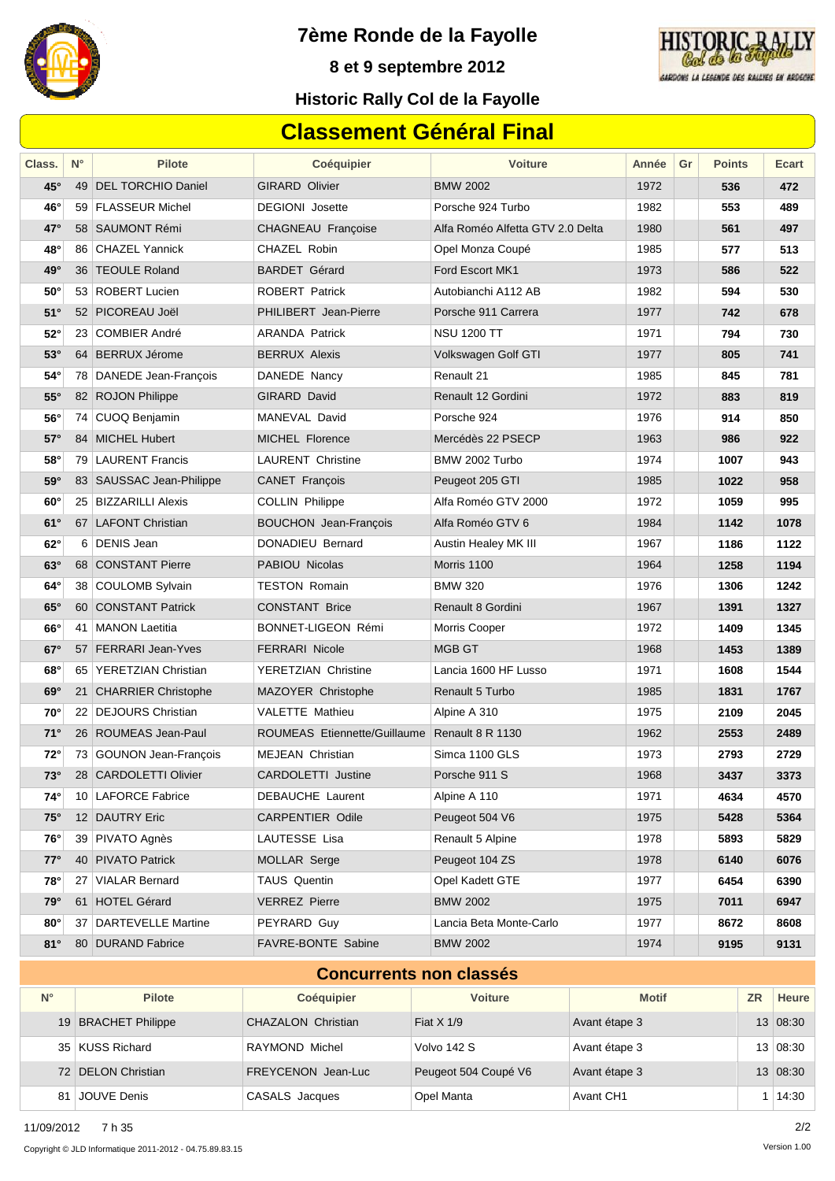# 7ème Ronde de la Fayolle

**8 et 9 septembre 2012**

**Historic Rally Col de la Fayolle**

## Classement Général Final

| Class. | N° | Pilote | Coéquipier | Voiture | Année | Gr | Points | Ecart |
|---|---|---|---|---|---|---|---|---|
| 45° | 49 | DEL TORCHIO Daniel | GIRARD Olivier | BMW 2002 | 1972 | | 536 | 472 |
| 46° | 59 | FLASSEUR Michel | DEGIONI Josette | Porsche 924 Turbo | 1982 | | 553 | 489 |
| 47° | 58 | SAUMONT Rémi | CHAGNEAU Françoise | Alfa Roméo Alfetta GTV 2.0 Delta | 1980 | | 561 | 497 |
| 48° | 86 | CHAZEL Yannick | CHAZEL Robin | Opel Monza Coupé | 1985 | | 577 | 513 |
| 49° | 36 | TEOULE Roland | BARDET Gérard | Ford Escort MK1 | 1973 | | 586 | 522 |
| 50° | 53 | ROBERT Lucien | ROBERT Patrick | Autobianchi A112 AB | 1982 | | 594 | 530 |
| 51° | 52 | PICOREAU Joël | PHILIBERT Jean-Pierre | Porsche 911 Carrera | 1977 | | 742 | 678 |
| 52° | 23 | COMBIER André | ARANDA Patrick | NSU 1200 TT | 1971 | | 794 | 730 |
| 53° | 64 | BERRUX Jérome | BERRUX Alexis | Volkswagen Golf GTI | 1977 | | 805 | 741 |
| 54° | 78 | DANEDE Jean-François | DANEDE Nancy | Renault 21 | 1985 | | 845 | 781 |
| 55° | 82 | ROJON Philippe | GIRARD David | Renault 12 Gordini | 1972 | | 883 | 819 |
| 56° | 74 | CUOQ Benjamin | MANEVAL David | Porsche 924 | 1976 | | 914 | 850 |
| 57° | 84 | MICHEL Hubert | MICHEL Florence | Mercédès 22 PSECP | 1963 | | 986 | 922 |
| 58° | 79 | LAURENT Francis | LAURENT Christine | BMW 2002 Turbo | 1974 | | 1007 | 943 |
| 59° | 83 | SAUSSAC Jean-Philippe | CANET François | Peugeot 205 GTI | 1985 | | 1022 | 958 |
| 60° | 25 | BIZZARILLI Alexis | COLLIN Philippe | Alfa Roméo GTV 2000 | 1972 | | 1059 | 995 |
| 61° | 67 | LAFONT Christian | BOUCHON Jean-François | Alfa Roméo GTV 6 | 1984 | | 1142 | 1078 |
| 62° | 6 | DENIS Jean | DONADIEU Bernard | Austin Healey MK III | 1967 | | 1186 | 1122 |
| 63° | 68 | CONSTANT Pierre | PABIOU Nicolas | Morris 1100 | 1964 | | 1258 | 1194 |
| 64° | 38 | COULOMB Sylvain | TESTON Romain | BMW 320 | 1976 | | 1306 | 1242 |
| 65° | 60 | CONSTANT Patrick | CONSTANT Brice | Renault 8 Gordini | 1967 | | 1391 | 1327 |
| 66° | 41 | MANON Laetitia | BONNET-LIGEON Rémi | Morris Cooper | 1972 | | 1409 | 1345 |
| 67° | 57 | FERRARI Jean-Yves | FERRARI Nicole | MGB GT | 1968 | | 1453 | 1389 |
| 68° | 65 | YERETZIAN Christian | YERETZIAN Christine | Lancia 1600 HF Lusso | 1971 | | 1608 | 1544 |
| 69° | 21 | CHARRIER Christophe | MAZOYER Christophe | Renault 5 Turbo | 1985 | | 1831 | 1767 |
| 70° | 22 | DEJOURS Christian | VALETTE Mathieu | Alpine A 310 | 1975 | | 2109 | 2045 |
| 71° | 26 | ROUMEAS Jean-Paul | ROUMEAS Etiennette/Guillaume | Renault 8 R 1130 | 1962 | | 2553 | 2489 |
| 72° | 73 | GOUNON Jean-François | MEJEAN Christian | Simca 1100 GLS | 1973 | | 2793 | 2729 |
| 73° | 28 | CARDOLETTI Olivier | CARDOLETTI Justine | Porsche 911 S | 1968 | | 3437 | 3373 |
| 74° | 10 | LAFORCE Fabrice | DEBAUCHE Laurent | Alpine A 110 | 1971 | | 4634 | 4570 |
| 75° | 12 | DAUTRY Eric | CARPENTIER Odile | Peugeot 504 V6 | 1975 | | 5428 | 5364 |
| 76° | 39 | PIVATO Agnès | LAUTESSE Lisa | Renault 5 Alpine | 1978 | | 5893 | 5829 |
| 77° | 40 | PIVATO Patrick | MOLLAR Serge | Peugeot 104 ZS | 1978 | | 6140 | 6076 |
| 78° | 27 | VIALAR Bernard | TAUS Quentin | Opel Kadett GTE | 1977 | | 6454 | 6390 |
| 79° | 61 | HOTEL Gérard | VERREZ Pierre | BMW 2002 | 1975 | | 7011 | 6947 |
| 80° | 37 | DARTEVELLE Martine | PEYRARD Guy | Lancia Beta Monte-Carlo | 1977 | | 8672 | 8608 |
| 81° | 80 | DURAND Fabrice | FAVRE-BONTE Sabine | BMW 2002 | 1974 | | 9195 | 9131 |

## Concurrents non classés

| N° | Pilote | Coéquipier | Voiture | Motif | ZR | Heure |
|---|---|---|---|---|---|---|
| 19 | BRACHET Philippe | CHAZALON Christian | Fiat X 1/9 | Avant étape 3 | 13 | 08:30 |
| 35 | KUSS Richard | RAYMOND Michel | Volvo 142 S | Avant étape 3 | 13 | 08:30 |
| 72 | DELON Christian | FREYCENON Jean-Luc | Peugeot 504 Coupé V6 | Avant étape 3 | 13 | 08:30 |
| 81 | JOUVE Denis | CASALS Jacques | Opel Manta | Avant CH1 | 1 | 14:30 |

11/09/2012 7 h 35

Copyright © JLD Informatique 2011-2012 - 04.75.89.83.15

Version 1.00